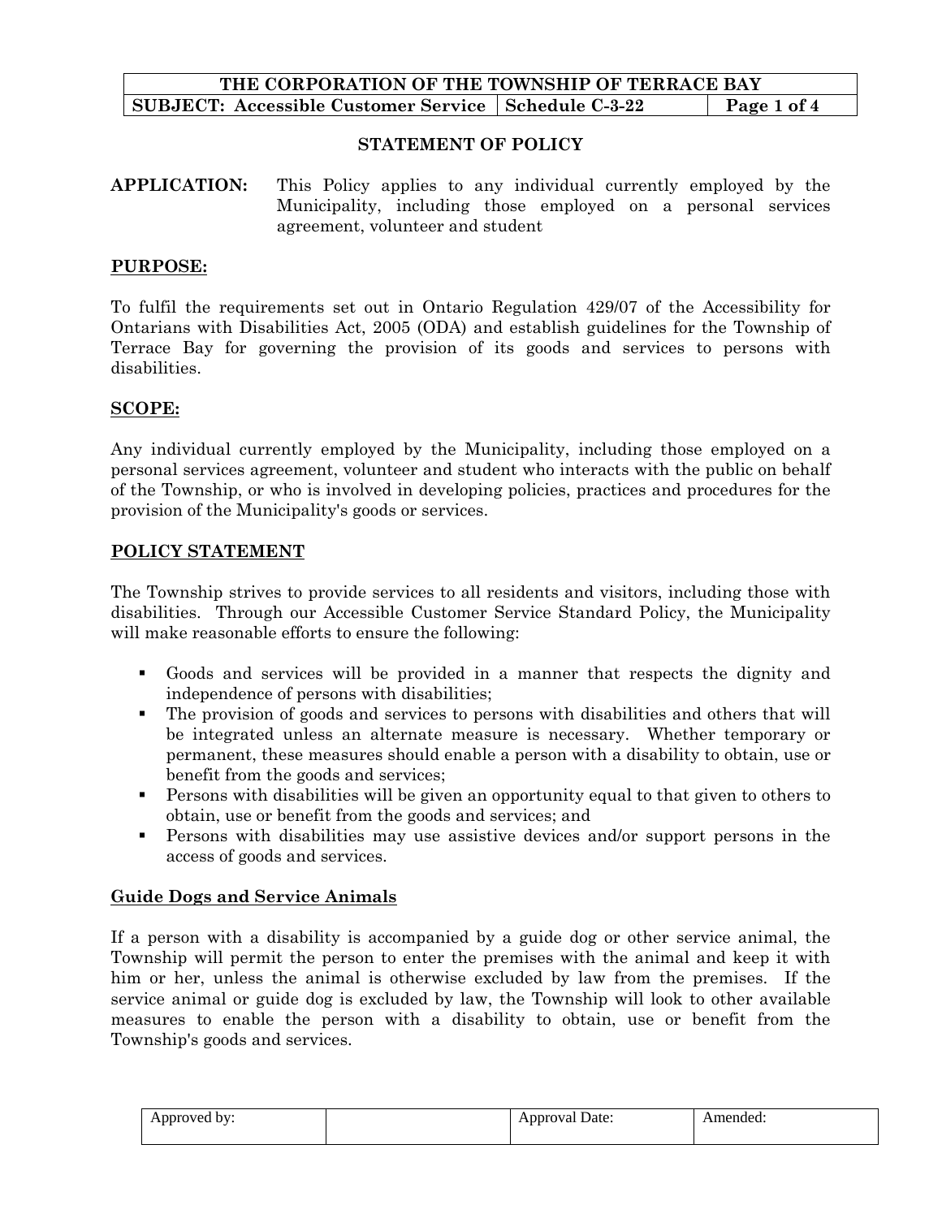| THE CORPORATION OF THE TOWNSHIP OF TERRACE BAY | | |
|---|---|---|
| **SUBJECT: Accessible Customer Service** | **Schedule C-3-22** | **Page 1 of 4** |

## STATEMENT OF POLICY

**APPLICATION:** This Policy applies to any individual currently employed by the Municipality, including those employed on a personal services agreement, volunteer and student

## PURPOSE:

To fulfil the requirements set out in Ontario Regulation 429/07 of the Accessibility for Ontarians with Disabilities Act, 2005 (ODA) and establish guidelines for the Township of Terrace Bay for governing the provision of its goods and services to persons with disabilities.

## SCOPE:

Any individual currently employed by the Municipality, including those employed on a personal services agreement, volunteer and student who interacts with the public on behalf of the Township, or who is involved in developing policies, practices and procedures for the provision of the Municipality's goods or services.

## POLICY STATEMENT

The Township strives to provide services to all residents and visitors, including those with disabilities. Through our Accessible Customer Service Standard Policy, the Municipality will make reasonable efforts to ensure the following:

- Goods and services will be provided in a manner that respects the dignity and independence of persons with disabilities;
- The provision of goods and services to persons with disabilities and others that will be integrated unless an alternate measure is necessary. Whether temporary or permanent, these measures should enable a person with a disability to obtain, use or benefit from the goods and services;
- Persons with disabilities will be given an opportunity equal to that given to others to obtain, use or benefit from the goods and services; and
- Persons with disabilities may use assistive devices and/or support persons in the access of goods and services.

## Guide Dogs and Service Animals

If a person with a disability is accompanied by a guide dog or other service animal, the Township will permit the person to enter the premises with the animal and keep it with him or her, unless the animal is otherwise excluded by law from the premises. If the service animal or guide dog is excluded by law, the Township will look to other available measures to enable the person with a disability to obtain, use or benefit from the Township's goods and services.

| Approved by: | | Approval Date: | Amended: |
|---|---|---|---|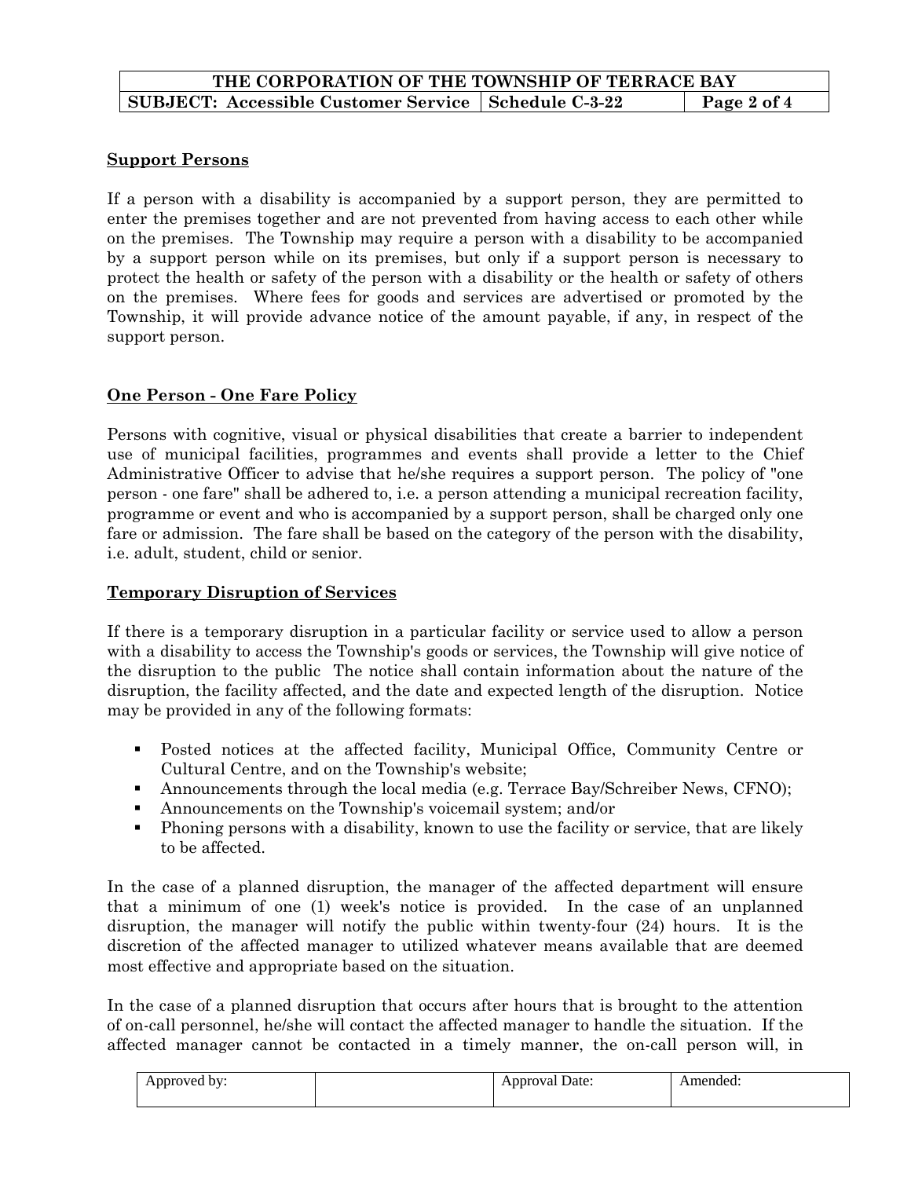## Support Persons

If a person with a disability is accompanied by a support person, they are permitted to enter the premises together and are not prevented from having access to each other while on the premises. The Township may require a person with a disability to be accompanied by a support person while on its premises, but only if a support person is necessary to protect the health or safety of the person with a disability or the health or safety of others on the premises. Where fees for goods and services are advertised or promoted by the Township, it will provide advance notice of the amount payable, if any, in respect of the support person.

## One Person - One Fare Policy

Persons with cognitive, visual or physical disabilities that create a barrier to independent use of municipal facilities, programmes and events shall provide a letter to the Chief Administrative Officer to advise that he/she requires a support person. The policy of "one person - one fare" shall be adhered to, i.e. a person attending a municipal recreation facility, programme or event and who is accompanied by a support person, shall be charged only one fare or admission. The fare shall be based on the category of the person with the disability, i.e. adult, student, child or senior.

## Temporary Disruption of Services

If there is a temporary disruption in a particular facility or service used to allow a person with a disability to access the Township's goods or services, the Township will give notice of the disruption to the public The notice shall contain information about the nature of the disruption, the facility affected, and the date and expected length of the disruption. Notice may be provided in any of the following formats:

- Posted notices at the affected facility, Municipal Office, Community Centre or Cultural Centre, and on the Township's website;
- Announcements through the local media (e.g. Terrace Bay/Schreiber News, CFNO);
- Announcements on the Township's voicemail system; and/or
- Phoning persons with a disability, known to use the facility or service, that are likely to be affected.

In the case of a planned disruption, the manager of the affected department will ensure that a minimum of one (1) week's notice is provided. In the case of an unplanned disruption, the manager will notify the public within twenty-four (24) hours. It is the discretion of the affected manager to utilized whatever means available that are deemed most effective and appropriate based on the situation.

In the case of a planned disruption that occurs after hours that is brought to the attention of on-call personnel, he/she will contact the affected manager to handle the situation. If the affected manager cannot be contacted in a timely manner, the on-call person will, in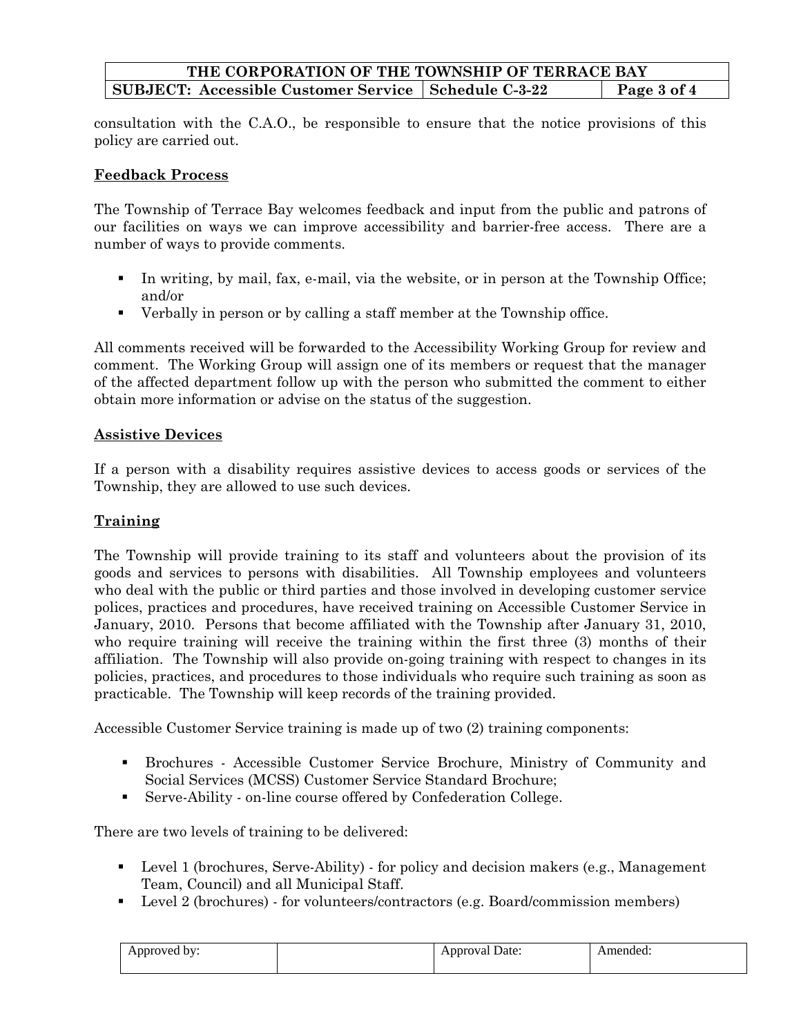consultation with the C.A.O., be responsible to ensure that the notice provisions of this policy are carried out.

**Feedback Process**

The Township of Terrace Bay welcomes feedback and input from the public and patrons of our facilities on ways we can improve accessibility and barrier-free access. There are a number of ways to provide comments.

- In writing, by mail, fax, e-mail, via the website, or in person at the Township Office; and/or
- Verbally in person or by calling a staff member at the Township office.

All comments received will be forwarded to the Accessibility Working Group for review and comment. The Working Group will assign one of its members or request that the manager of the affected department follow up with the person who submitted the comment to either obtain more information or advise on the status of the suggestion.

**Assistive Devices**

If a person with a disability requires assistive devices to access goods or services of the Township, they are allowed to use such devices.

**Training**

The Township will provide training to its staff and volunteers about the provision of its goods and services to persons with disabilities. All Township employees and volunteers who deal with the public or third parties and those involved in developing customer service polices, practices and procedures, have received training on Accessible Customer Service in January, 2010. Persons that become affiliated with the Township after January 31, 2010, who require training will receive the training within the first three (3) months of their affiliation. The Township will also provide on-going training with respect to changes in its policies, practices, and procedures to those individuals who require such training as soon as practicable. The Township will keep records of the training provided.

Accessible Customer Service training is made up of two (2) training components:

- Brochures - Accessible Customer Service Brochure, Ministry of Community and Social Services (MCSS) Customer Service Standard Brochure;
- Serve-Ability - on-line course offered by Confederation College.

There are two levels of training to be delivered:

- Level 1 (brochures, Serve-Ability) - for policy and decision makers (e.g., Management Team, Council) and all Municipal Staff.
- Level 2 (brochures) - for volunteers/contractors (e.g. Board/commission members)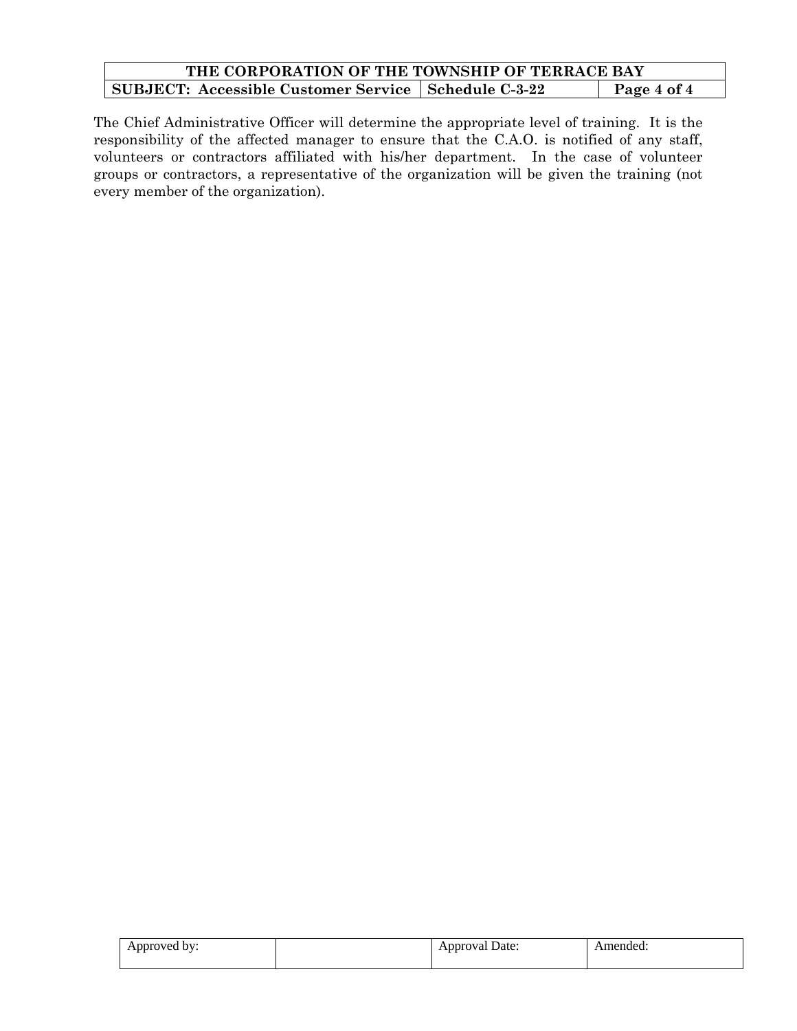The Chief Administrative Officer will determine the appropriate level of training. It is the responsibility of the affected manager to ensure that the C.A.O. is notified of any staff, volunteers or contractors affiliated with his/her department. In the case of volunteer groups or contractors, a representative of the organization will be given the training (not every member of the organization).

| | | | |
|---|---|---|---|
| Approved by: | | Approval Date: | Amended: |